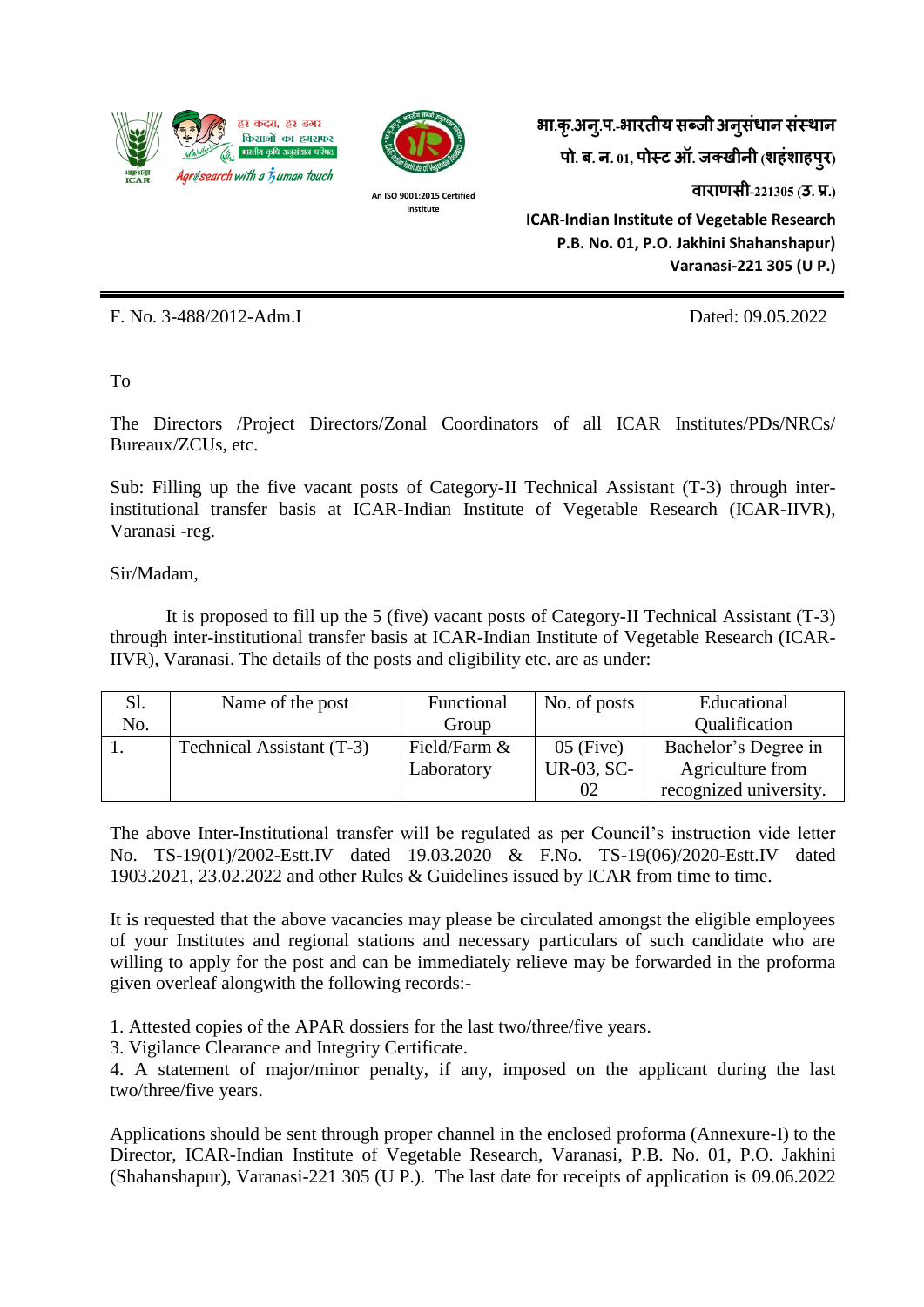हर कदम, हर डगर किसानों का हमसफर भारतीय कृषि अनुसंधान परिषद

Agrisearch with a human touch

An ISO 9001:2015 Certified Institute

**भा.कृ.अनु.प.-भारतीय सब्जी अनुसंधान संस्थान**
**पो. ब. न. 01, पोस्ट ऑ. जक्खीनी (शहंशाहपुर)**
**वाराणसी-221305 (उ. प्र.)**

**ICAR-Indian Institute of Vegetable Research**
**P.B. No. 01, P.O. Jakhini Shahanshapur)**
**Varanasi-221 305 (U P.)**

F. No. 3-488/2012-Adm.I

Dated: 09.05.2022

To

The Directors /Project Directors/Zonal Coordinators of all ICAR Institutes/PDs/NRCs/ Bureaux/ZCUs, etc.

Sub: Filling up the five vacant posts of Category-II Technical Assistant (T-3) through inter-institutional transfer basis at ICAR-Indian Institute of Vegetable Research (ICAR-IIVR), Varanasi -reg.

Sir/Madam,

It is proposed to fill up the 5 (five) vacant posts of Category-II Technical Assistant (T-3) through inter-institutional transfer basis at ICAR-Indian Institute of Vegetable Research (ICAR-IIVR), Varanasi. The details of the posts and eligibility etc. are as under:

| Sl. No. | Name of the post | Functional Group | No. of posts | Educational Qualification |
|---|---|---|---|---|
| 1. | Technical Assistant (T-3) | Field/Farm & Laboratory | 05 (Five) UR-03, SC-02 | Bachelor's Degree in Agriculture from recognized university. |

The above Inter-Institutional transfer will be regulated as per Council's instruction vide letter No. TS-19(01)/2002-Estt.IV dated 19.03.2020 & F.No. TS-19(06)/2020-Estt.IV dated 1903.2021, 23.02.2022 and other Rules & Guidelines issued by ICAR from time to time.

It is requested that the above vacancies may please be circulated amongst the eligible employees of your Institutes and regional stations and necessary particulars of such candidate who are willing to apply for the post and can be immediately relieve may be forwarded in the proforma given overleaf alongwith the following records:-

1. Attested copies of the APAR dossiers for the last two/three/five years.
3. Vigilance Clearance and Integrity Certificate.
4. A statement of major/minor penalty, if any, imposed on the applicant during the last two/three/five years.

Applications should be sent through proper channel in the enclosed proforma (Annexure-I) to the Director, ICAR-Indian Institute of Vegetable Research, Varanasi, P.B. No. 01, P.O. Jakhini (Shahanshapur), Varanasi-221 305 (U P.). The last date for receipts of application is 09.06.2022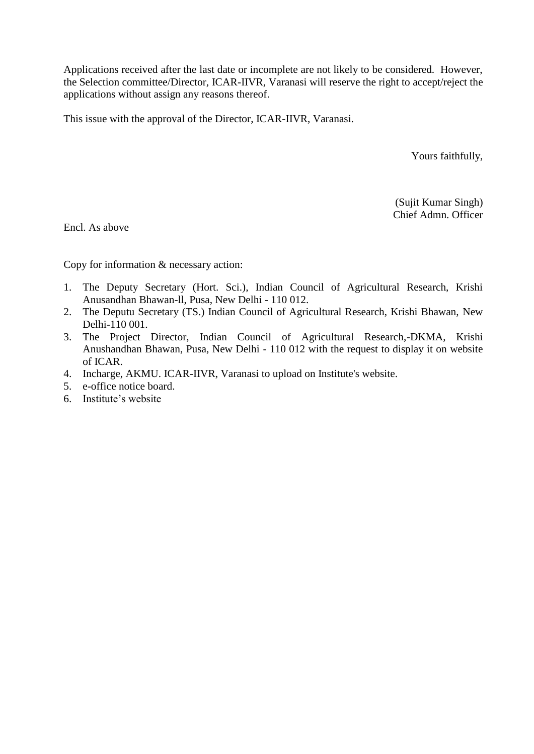Applications received after the last date or incomplete are not likely to be considered. However, the Selection committee/Director, ICAR-IIVR, Varanasi will reserve the right to accept/reject the applications without assign any reasons thereof.

This issue with the approval of the Director, ICAR-IIVR, Varanasi.

Yours faithfully,

(Sujit Kumar Singh)
Chief Admn. Officer

Encl. As above

Copy for information & necessary action:

1. The Deputy Secretary (Hort. Sci.), Indian Council of Agricultural Research, Krishi Anusandhan Bhawan-ll, Pusa, New Delhi - 110 012.
2. The Deputu Secretary (TS.) Indian Council of Agricultural Research, Krishi Bhawan, New Delhi-110 001.
3. The Project Director, Indian Council of Agricultural Research,-DKMA, Krishi Anushandhan Bhawan, Pusa, New Delhi - 110 012 with the request to display it on website of ICAR.
4. Incharge, AKMU. ICAR-IIVR, Varanasi to upload on Institute's website.
5. e-office notice board.
6. Institute's website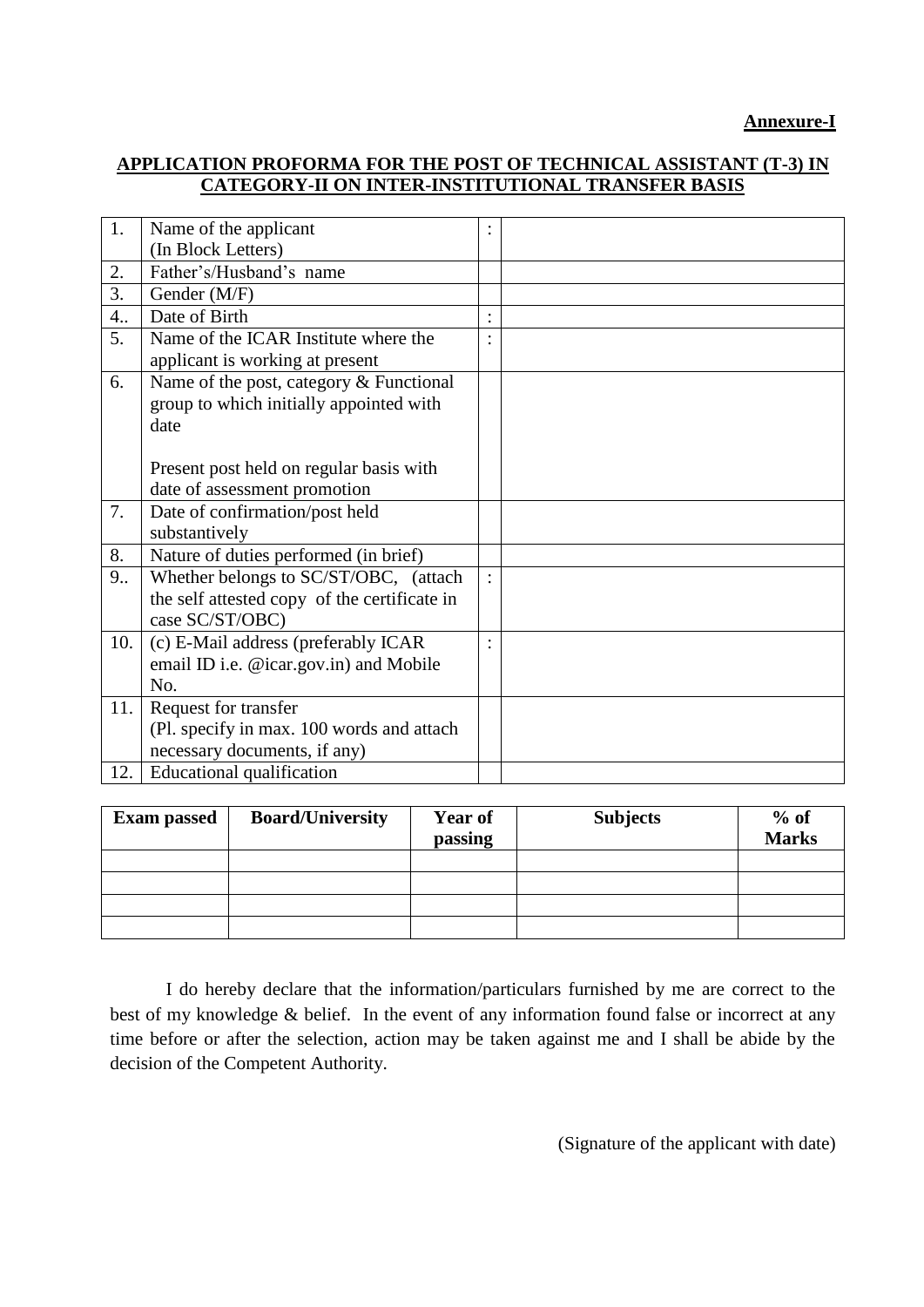**Annexure-I**

## APPLICATION PROFORMA FOR THE POST OF TECHNICAL ASSISTANT (T-3) IN CATEGORY-II ON INTER-INSTITUTIONAL TRANSFER BASIS

| | | | |
|---|---|---|---|
| 1. | Name of the applicant (In Block Letters) | : | |
| 2. | Father's/Husband's name | | |
| 3. | Gender (M/F) | | |
| 4.. | Date of Birth | : | |
| 5. | Name of the ICAR Institute where the applicant is working at present | : | |
| 6. | Name of the post, category & Functional group to which initially appointed with date<br><br>Present post held on regular basis with date of assessment promotion | | |
| 7. | Date of confirmation/post held substantively | | |
| 8. | Nature of duties performed (in brief) | | |
| 9.. | Whether belongs to SC/ST/OBC, (attach the self attested copy of the certificate in case SC/ST/OBC) | : | |
| 10. | (c) E-Mail address (preferably ICAR email ID i.e. @icar.gov.in) and Mobile No. | : | |
| 11. | Request for transfer (Pl. specify in max. 100 words and attach necessary documents, if any) | | |
| 12. | Educational qualification | | |

| Exam passed | Board/University | Year of passing | Subjects | % of Marks |
|---|---|---|---|---|
| | | | | |
| | | | | |
| | | | | |
| | | | | |

I do hereby declare that the information/particulars furnished by me are correct to the best of my knowledge & belief. In the event of any information found false or incorrect at any time before or after the selection, action may be taken against me and I shall be abide by the decision of the Competent Authority.

(Signature of the applicant with date)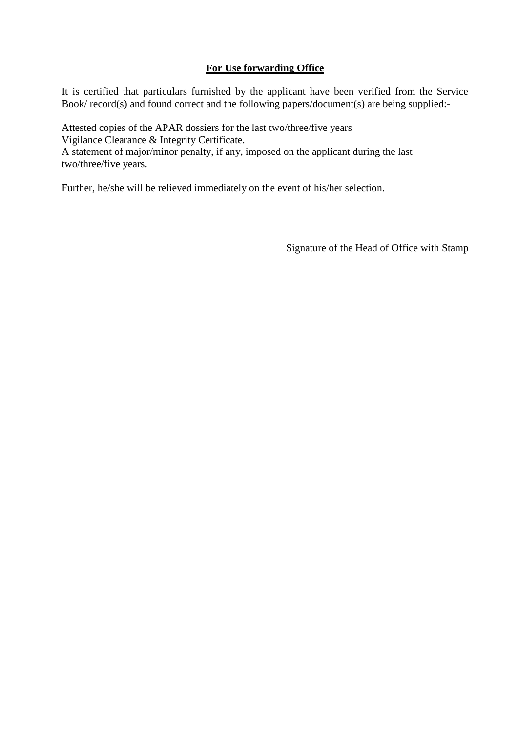**For Use forwarding Office**

It is certified that particulars furnished by the applicant have been verified from the Service Book/ record(s) and found correct and the following papers/document(s) are being supplied:-

Attested copies of the APAR dossiers for the last two/three/five years
Vigilance Clearance & Integrity Certificate.
A statement of major/minor penalty, if any, imposed on the applicant during the last two/three/five years.

Further, he/she will be relieved immediately on the event of his/her selection.

Signature of the Head of Office with Stamp